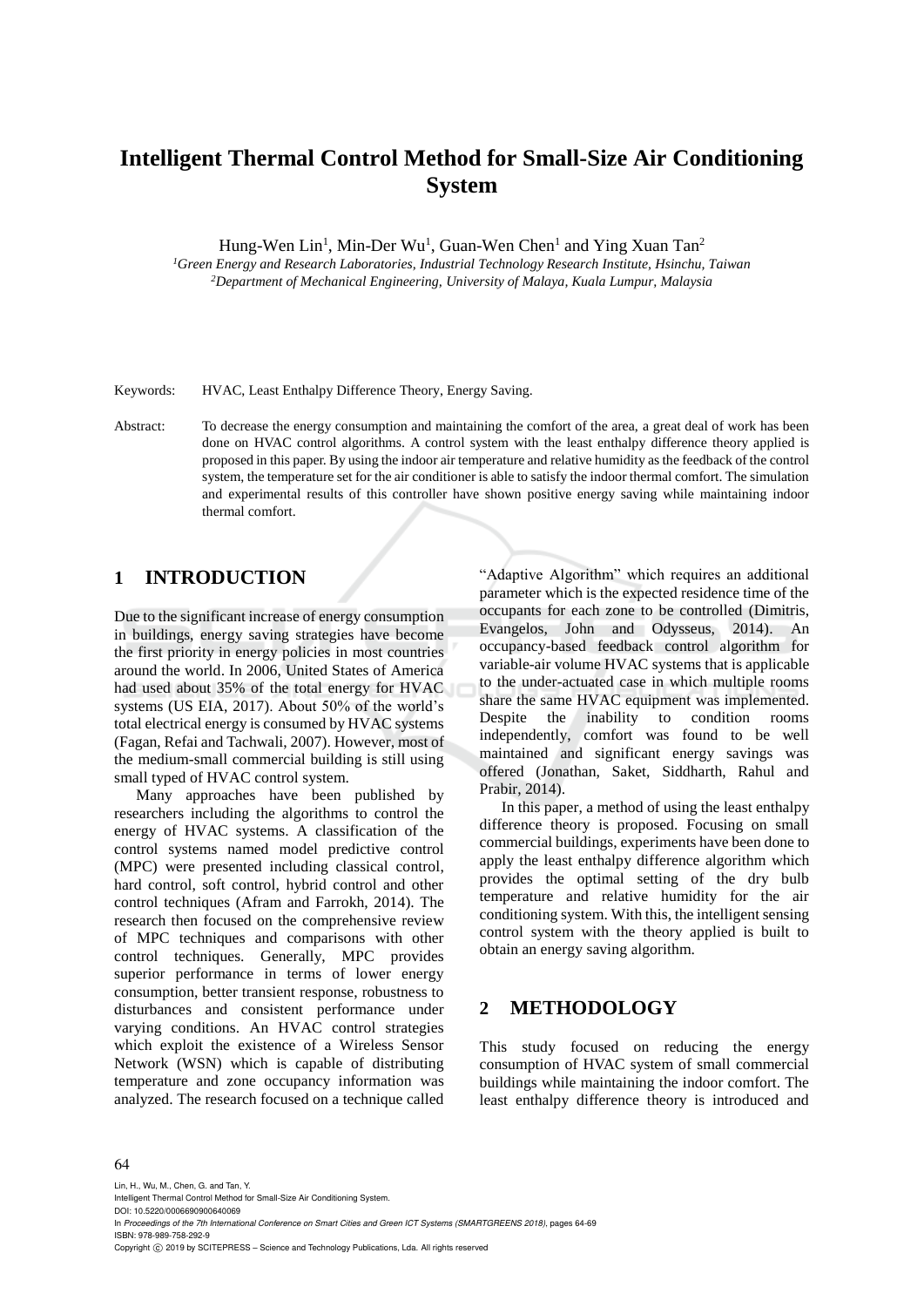# Intelligent Thermal Control Method for Small-Size Air Conditioning System

Hung-Wen Lin[1], Min-Der Wu[1], Guan-Wen Chen[1] and Ying Xuan Tan[2]

[1]*Green Energy and Research Laboratories, Industrial Technology Research Institute, Hsinchu, Taiwan*
[2]*Department of Mechanical Engineering, University of Malaya, Kuala Lumpur, Malaysia*

Keywords: HVAC, Least Enthalpy Difference Theory, Energy Saving.

Abstract: To decrease the energy consumption and maintaining the comfort of the area, a great deal of work has been done on HVAC control algorithms. A control system with the least enthalpy difference theory applied is proposed in this paper. By using the indoor air temperature and relative humidity as the feedback of the control system, the temperature set for the air conditioner is able to satisfy the indoor thermal comfort. The simulation and experimental results of this controller have shown positive energy saving while maintaining indoor thermal comfort.

## 1 INTRODUCTION

Due to the significant increase of energy consumption in buildings, energy saving strategies have become the first priority in energy policies in most countries around the world. In 2006, United States of America had used about 35% of the total energy for HVAC systems (US EIA, 2017). About 50% of the world's total electrical energy is consumed by HVAC systems (Fagan, Refai and Tachwali, 2007). However, most of the medium-small commercial building is still using small typed of HVAC control system.

Many approaches have been published by researchers including the algorithms to control the energy of HVAC systems. A classification of the control systems named model predictive control (MPC) were presented including classical control, hard control, soft control, hybrid control and other control techniques (Afram and Farrokh, 2014). The research then focused on the comprehensive review of MPC techniques and comparisons with other control techniques. Generally, MPC provides superior performance in terms of lower energy consumption, better transient response, robustness to disturbances and consistent performance under varying conditions. An HVAC control strategies which exploit the existence of a Wireless Sensor Network (WSN) which is capable of distributing temperature and zone occupancy information was analyzed. The research focused on a technique called "Adaptive Algorithm" which requires an additional parameter which is the expected residence time of the occupants for each zone to be controlled (Dimitris, Evangelos, John and Odysseus, 2014). An occupancy-based feedback control algorithm for variable-air volume HVAC systems that is applicable to the under-actuated case in which multiple rooms share the same HVAC equipment was implemented. Despite the inability to condition rooms independently, comfort was found to be well maintained and significant energy savings was offered (Jonathan, Saket, Siddharth, Rahul and Prabir, 2014).

In this paper, a method of using the least enthalpy difference theory is proposed. Focusing on small commercial buildings, experiments have been done to apply the least enthalpy difference algorithm which provides the optimal setting of the dry bulb temperature and relative humidity for the air conditioning system. With this, the intelligent sensing control system with the theory applied is built to obtain an energy saving algorithm.

## 2 METHODOLOGY

This study focused on reducing the energy consumption of HVAC system of small commercial buildings while maintaining the indoor comfort. The least enthalpy difference theory is introduced and

Lin, H., Wu, M., Chen, G. and Tan, Y.
Intelligent Thermal Control Method for Small-Size Air Conditioning System.
DOI: 10.5220/0006690900640069
In *Proceedings of the 7th International Conference on Smart Cities and Green ICT Systems (SMARTGREENS 2018)*, pages 64-69
ISBN: 978-989-758-292-9
Copyright © 2019 by SCITEPRESS – Science and Technology Publications, Lda. All rights reserved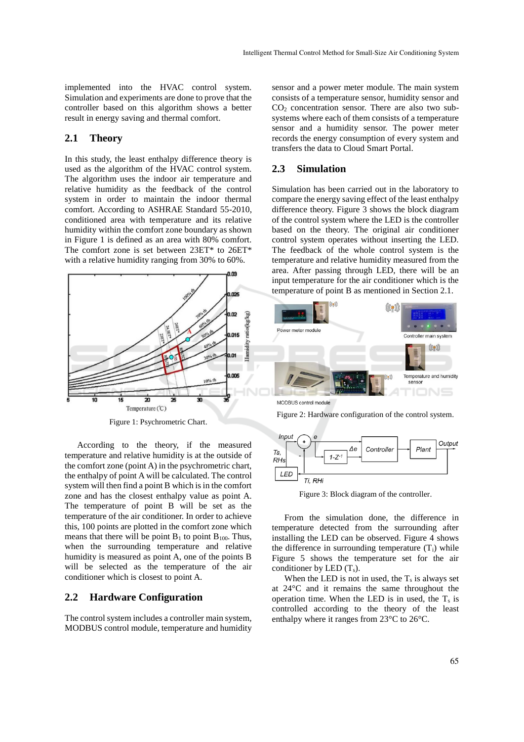implemented into the HVAC control system. Simulation and experiments are done to prove that the controller based on this algorithm shows a better result in energy saving and thermal comfort.

## 2.1 Theory

In this study, the least enthalpy difference theory is used as the algorithm of the HVAC control system. The algorithm uses the indoor air temperature and relative humidity as the feedback of the control system in order to maintain the indoor thermal comfort. According to ASHRAE Standard 55-2010, conditioned area with temperature and its relative humidity within the comfort zone boundary as shown in Figure 1 is defined as an area with 80% comfort. The comfort zone is set between 23ET* to 26ET* with a relative humidity ranging from 30% to 60%.

Figure 1: Psychrometric Chart.

According to the theory, if the measured temperature and relative humidity is at the outside of the comfort zone (point A) in the psychrometric chart, the enthalpy of point A will be calculated. The control system will then find a point B which is in the comfort zone and has the closest enthalpy value as point A. The temperature of point B will be set as the temperature of the air conditioner. In order to achieve this, 100 points are plotted in the comfort zone which means that there will be point $B_1$ to point $B_{100}$. Thus, when the surrounding temperature and relative humidity is measured as point A, one of the points B will be selected as the temperature of the air conditioner which is closest to point A.

## 2.2 Hardware Configuration

The control system includes a controller main system, MODBUS control module, temperature and humidity sensor and a power meter module. The main system consists of a temperature sensor, humidity sensor and $CO_2$ concentration sensor. There are also two sub-systems where each of them consists of a temperature sensor and a humidity sensor. The power meter records the energy consumption of every system and transfers the data to Cloud Smart Portal.

## 2.3 Simulation

Simulation has been carried out in the laboratory to compare the energy saving effect of the least enthalpy difference theory. Figure 3 shows the block diagram of the control system where the LED is the controller based on the theory. The original air conditioner control system operates without inserting the LED. The feedback of the whole control system is the temperature and relative humidity measured from the area. After passing through LED, there will be an input temperature for the air conditioner which is the temperature of point B as mentioned in Section 2.1.

Figure 2: Hardware configuration of the control system.

Figure 3: Block diagram of the controller.

From the simulation done, the difference in temperature detected from the surrounding after installing the LED can be observed. Figure 4 shows the difference in surrounding temperature ($T_i$) while Figure 5 shows the temperature set for the air conditioner by LED ($T_s$).

When the LED is not in used, the $T_s$ is always set at 24°C and it remains the same throughout the operation time. When the LED is in used, the $T_s$ is controlled according to the theory of the least enthalpy where it ranges from 23°C to 26°C.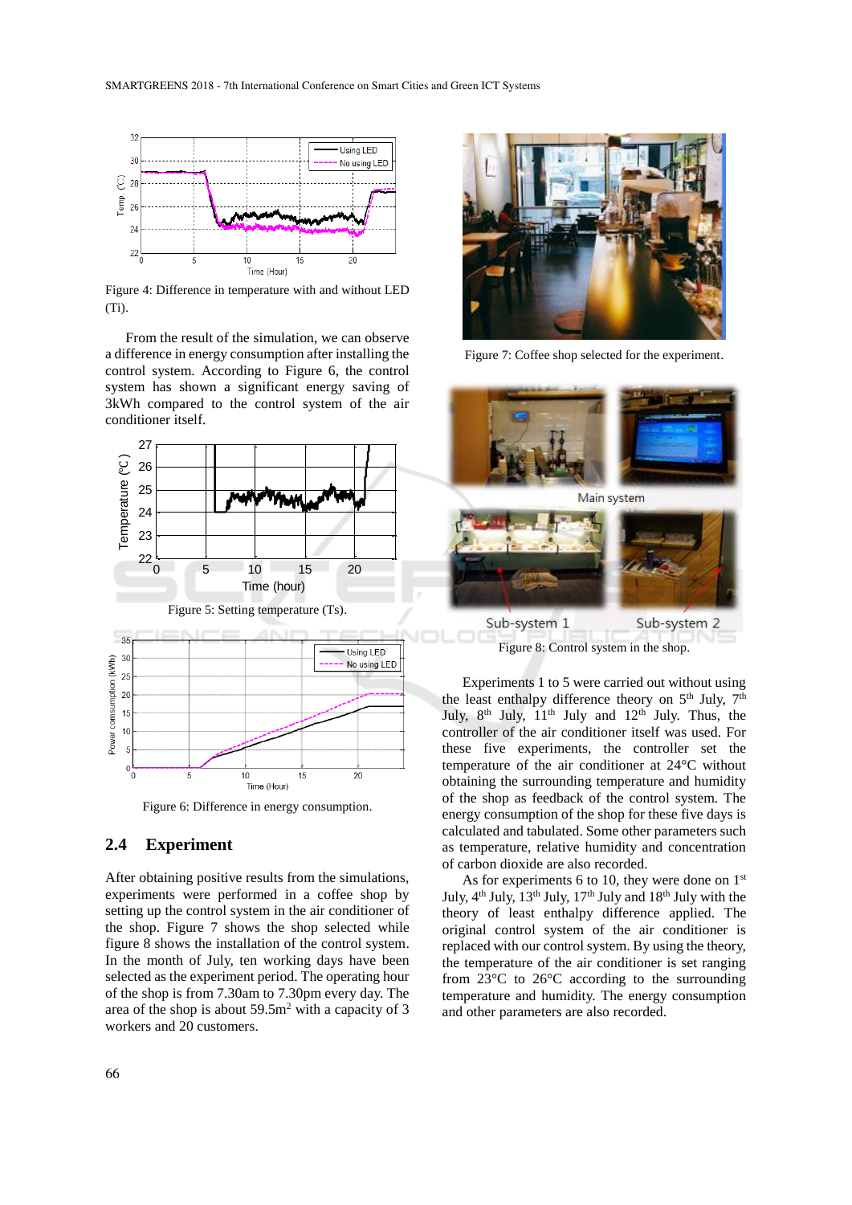Figure 4: Difference in temperature with and without LED (Ti).

From the result of the simulation, we can observe a difference in energy consumption after installing the control system. According to Figure 6, the control system has shown a significant energy saving of 3kWh compared to the control system of the air conditioner itself.

Figure 5: Setting temperature (Ts).

Figure 6: Difference in energy consumption.

## 2.4 Experiment

After obtaining positive results from the simulations, experiments were performed in a coffee shop by setting up the control system in the air conditioner of the shop. Figure 7 shows the shop selected while figure 8 shows the installation of the control system. In the month of July, ten working days have been selected as the experiment period. The operating hour of the shop is from 7.30am to 7.30pm every day. The area of the shop is about 59.5m$^2$ with a capacity of 3 workers and 20 customers.

Figure 7: Coffee shop selected for the experiment.

Figure 8: Control system in the shop.

Experiments 1 to 5 were carried out without using the least enthalpy difference theory on 5$^{th}$ July, 7$^{th}$ July, 8$^{th}$ July, 11$^{th}$ July and 12$^{th}$ July. Thus, the controller of the air conditioner itself was used. For these five experiments, the controller set the temperature of the air conditioner at 24°C without obtaining the surrounding temperature and humidity of the shop as feedback of the control system. The energy consumption of the shop for these five days is calculated and tabulated. Some other parameters such as temperature, relative humidity and concentration of carbon dioxide are also recorded.

As for experiments 6 to 10, they were done on 1$^{st}$ July, 4$^{th}$ July, 13$^{th}$ July, 17$^{th}$ July and 18$^{th}$ July with the theory of least enthalpy difference applied. The original control system of the air conditioner is replaced with our control system. By using the theory, the temperature of the air conditioner is set ranging from 23°C to 26°C according to the surrounding temperature and humidity. The energy consumption and other parameters are also recorded.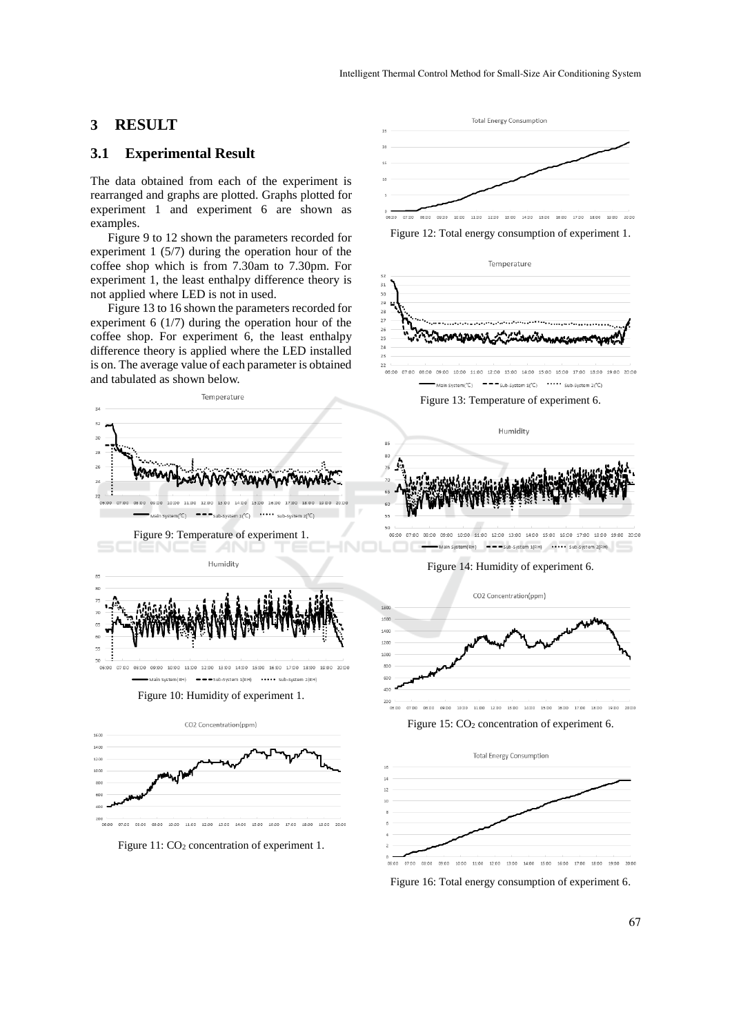## 3 RESULT

### 3.1 Experimental Result

The data obtained from each of the experiment is rearranged and graphs are plotted. Graphs plotted for experiment 1 and experiment 6 are shown as examples.

Figure 9 to 12 shown the parameters recorded for experiment 1 (5/7) during the operation hour of the coffee shop which is from 7.30am to 7.30pm. For experiment 1, the least enthalpy difference theory is not applied where LED is not in used.

Figure 13 to 16 shown the parameters recorded for experiment 6 (1/7) during the operation hour of the coffee shop. For experiment 6, the least enthalpy difference theory is applied where the LED installed is on. The average value of each parameter is obtained and tabulated as shown below.

Figure 9: Temperature of experiment 1.

Figure 10: Humidity of experiment 1.

Figure 11: $CO_2$ concentration of experiment 1.

Figure 12: Total energy consumption of experiment 1.

Figure 13: Temperature of experiment 6.

Figure 14: Humidity of experiment 6.

Figure 15: $CO_2$ concentration of experiment 6.

Figure 16: Total energy consumption of experiment 6.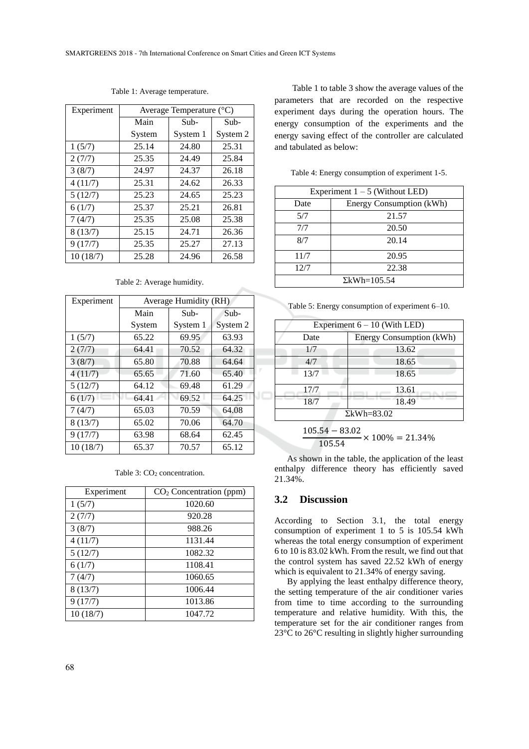Table 1: Average temperature.

| Experiment | Average Temperature (°C) | | |
|---|---|---|---|
| | Main System | Sub-System 1 | Sub-System 2 |
| 1 (5/7) | 25.14 | 24.80 | 25.31 |
| 2 (7/7) | 25.35 | 24.49 | 25.84 |
| 3 (8/7) | 24.97 | 24.37 | 26.18 |
| 4 (11/7) | 25.31 | 24.62 | 26.33 |
| 5 (12/7) | 25.23 | 24.65 | 25.23 |
| 6 (1/7) | 25.37 | 25.21 | 26.81 |
| 7 (4/7) | 25.35 | 25.08 | 25.38 |
| 8 (13/7) | 25.15 | 24.71 | 26.36 |
| 9 (17/7) | 25.35 | 25.27 | 27.13 |
| 10 (18/7) | 25.28 | 24.96 | 26.58 |

Table 2: Average humidity.

| Experiment | Average Humidity (RH) | | |
|---|---|---|---|
| | Main System | Sub-System 1 | Sub-System 2 |
| 1 (5/7) | 65.22 | 69.95 | 63.93 |
| 2 (7/7) | 64.41 | 70.52 | 64.32 |
| 3 (8/7) | 65.80 | 70.88 | 64.64 |
| 4 (11/7) | 65.65 | 71.60 | 65.40 |
| 5 (12/7) | 64.12 | 69.48 | 61.29 |
| 6 (1/7) | 64.41 | 69.52 | 64.25 |
| 7 (4/7) | 65.03 | 70.59 | 64.08 |
| 8 (13/7) | 65.02 | 70.06 | 64.70 |
| 9 (17/7) | 63.98 | 68.64 | 62.45 |
| 10 (18/7) | 65.37 | 70.57 | 65.12 |

Table 3: $CO_2$ concentration.

| Experiment | $CO_2$ Concentration (ppm) |
|---|---|
| 1 (5/7) | 1020.60 |
| 2 (7/7) | 920.28 |
| 3 (8/7) | 988.26 |
| 4 (11/7) | 1131.44 |
| 5 (12/7) | 1082.32 |
| 6 (1/7) | 1108.41 |
| 7 (4/7) | 1060.65 |
| 8 (13/7) | 1006.44 |
| 9 (17/7) | 1013.86 |
| 10 (18/7) | 1047.72 |

Table 1 to table 3 show the average values of the parameters that are recorded on the respective experiment days during the operation hours. The energy consumption of the experiments and the energy saving effect of the controller are calculated and tabulated as below:

Table 4: Energy consumption of experiment 1-5.

| Experiment 1 – 5 (Without LED) | |
|---|---|
| Date | Energy Consumption (kWh) |
| 5/7 | 21.57 |
| 7/7 | 20.50 |
| 8/7 | 20.14 |
| 11/7 | 20.95 |
| 12/7 | 22.38 |
| ΣkWh=105.54 | |

Table 5: Energy consumption of experiment 6–10.

| Experiment 6 – 10 (With LED) | |
|---|---|
| Date | Energy Consumption (kWh) |
| 1/7 | 13.62 |
| 4/7 | 18.65 |
| 13/7 | 18.65 |
| 17/7 | 13.61 |
| 18/7 | 18.49 |
| ΣkWh=83.02 | |

$$\frac{105.54 - 83.02}{105.54} \times 100\% = 21.34\%$$

As shown in the table, the application of the least enthalpy difference theory has efficiently saved 21.34%.

## 3.2 Discussion

According to Section 3.1, the total energy consumption of experiment 1 to 5 is 105.54 kWh whereas the total energy consumption of experiment 6 to 10 is 83.02 kWh. From the result, we find out that the control system has saved 22.52 kWh of energy which is equivalent to 21.34% of energy saving.

By applying the least enthalpy difference theory, the setting temperature of the air conditioner varies from time to time according to the surrounding temperature and relative humidity. With this, the temperature set for the air conditioner ranges from 23°C to 26°C resulting in slightly higher surrounding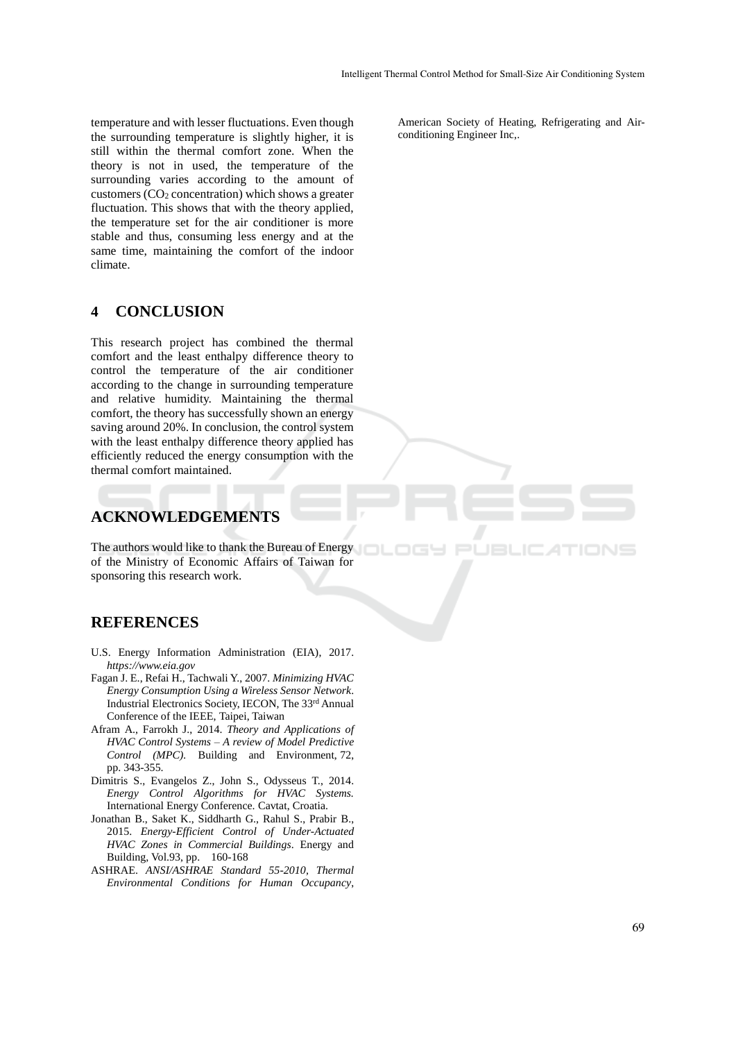temperature and with lesser fluctuations. Even though the surrounding temperature is slightly higher, it is still within the thermal comfort zone. When the theory is not in used, the temperature of the surrounding varies according to the amount of customers ($CO_2$ concentration) which shows a greater fluctuation. This shows that with the theory applied, the temperature set for the air conditioner is more stable and thus, consuming less energy and at the same time, maintaining the comfort of the indoor climate.

## 4 CONCLUSION

This research project has combined the thermal comfort and the least enthalpy difference theory to control the temperature of the air conditioner according to the change in surrounding temperature and relative humidity. Maintaining the thermal comfort, the theory has successfully shown an energy saving around 20%. In conclusion, the control system with the least enthalpy difference theory applied has efficiently reduced the energy consumption with the thermal comfort maintained.

## ACKNOWLEDGEMENTS

The authors would like to thank the Bureau of Energy of the Ministry of Economic Affairs of Taiwan for sponsoring this research work.

## REFERENCES

U.S. Energy Information Administration (EIA), 2017. *https://www.eia.gov*

Fagan J. E., Refai H., Tachwali Y., 2007. *Minimizing HVAC Energy Consumption Using a Wireless Sensor Network*. Industrial Electronics Society, IECON, The 33rd Annual Conference of the IEEE, Taipei, Taiwan

Afram A., Farrokh J., 2014. *Theory and Applications of HVAC Control Systems – A review of Model Predictive Control (MPC)*. Building and Environment, 72, pp. 343-355.

Dimitris S., Evangelos Z., John S., Odysseus T., 2014. *Energy Control Algorithms for HVAC Systems*. International Energy Conference. Cavtat, Croatia.

Jonathan B., Saket K., Siddharth G., Rahul S., Prabir B., 2015. *Energy-Efficient Control of Under-Actuated HVAC Zones in Commercial Buildings*. Energy and Building, Vol.93, pp. 160-168

ASHRAE. *ANSI/ASHRAE Standard 55-2010, Thermal Environmental Conditions for Human Occupancy*, American Society of Heating, Refrigerating and Air-conditioning Engineer Inc,.